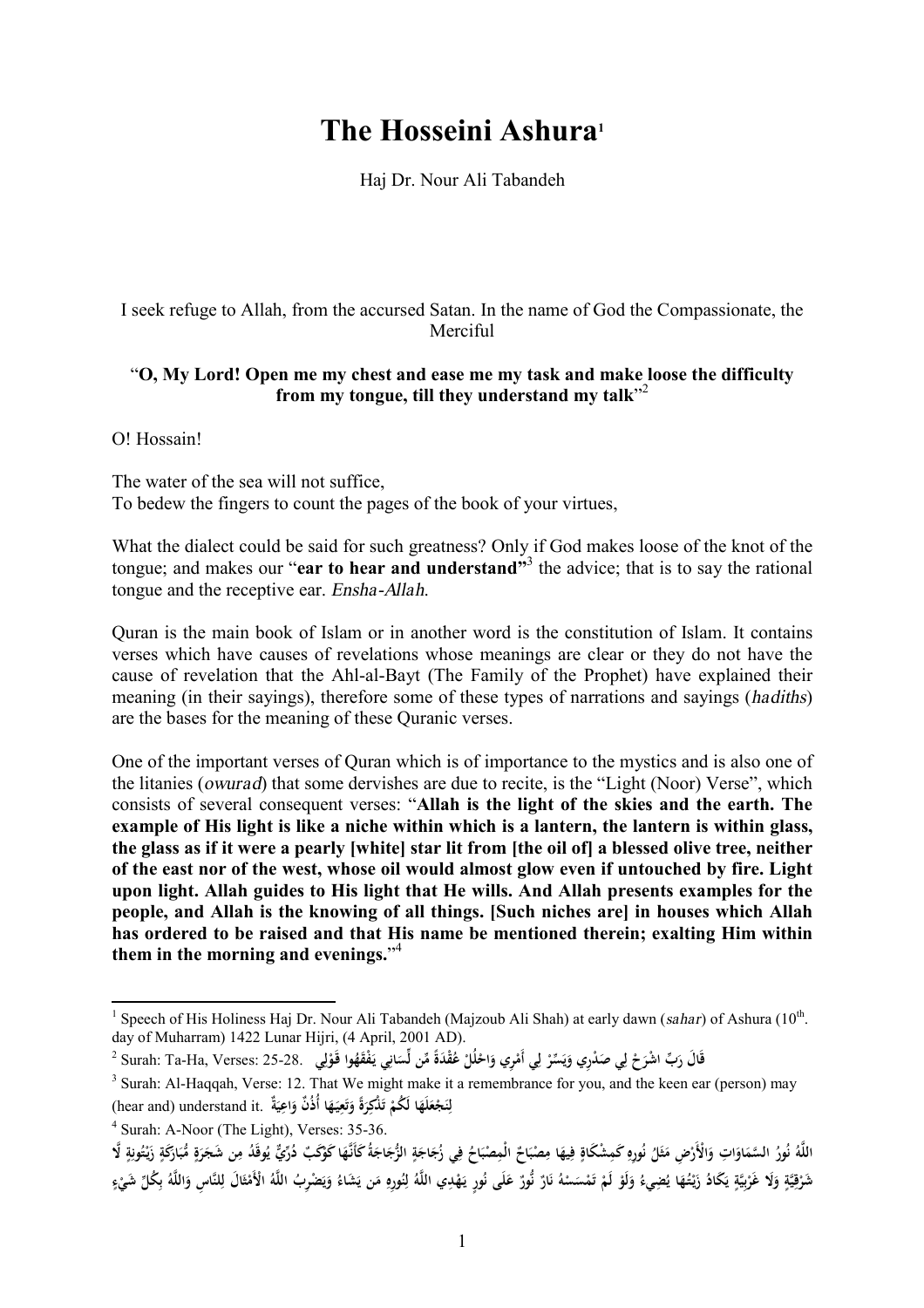# The Hosseini Ashura[1]

Haj Dr. Nour Ali Tabandeh

I seek refuge to Allah, from the accursed Satan. In the name of God the Compassionate, the Merciful

"**O, My Lord! Open me my chest and ease me my task and make loose the difficulty from my tongue, till they understand my talk**"[2]

O! Hossain!

The water of the sea will not suffice,
To bedew the fingers to count the pages of the book of your virtues,

What the dialect could be said for such greatness? Only if God makes loose of the knot of the tongue; and makes our "**ear to hear and understand**"[3] the advice; that is to say the rational tongue and the receptive ear. *Ensha-Allah*.

Quran is the main book of Islam or in another word is the constitution of Islam. It contains verses which have causes of revelations whose meanings are clear or they do not have the cause of revelation that the Ahl-al-Bayt (The Family of the Prophet) have explained their meaning (in their sayings), therefore some of these types of narrations and sayings (*hadiths*) are the bases for the meaning of these Quranic verses.

One of the important verses of Quran which is of importance to the mystics and is also one of the litanies (*owurad*) that some dervishes are due to recite, is the "Light (Noor) Verse", which consists of several consequent verses: "**Allah is the light of the skies and the earth. The example of His light is like a niche within which is a lantern, the lantern is within glass, the glass as if it were a pearly [white] star lit from [the oil of] a blessed olive tree, neither of the east nor of the west, whose oil would almost glow even if untouched by fire. Light upon light. Allah guides to His light that He wills. And Allah presents examples for the people, and Allah is the knowing of all things. [Such niches are] in houses which Allah has ordered to be raised and that His name be mentioned therein; exalting Him within them in the morning and evenings.**"[4]

---

[1] Speech of His Holiness Haj Dr. Nour Ali Tabandeh (Majzoub Ali Shah) at early dawn (*sahar*) of Ashura (10th. day of Muharram) 1422 Lunar Hijri, (4 April, 2001 AD).

[2] Surah: Ta-Ha, Verses: 25-28. قَالَ رَبِّ اشْرَحْ لِي صَدْرِي وَيَسِّرْ لِي أَمْرِي وَاحْلُلْ عُقْدَةً مِّن لِّسَانِي يَفْقَهُوا قَوْلِي

[3] Surah: Al-Haqqah, Verse: 12. That We might make it a remembrance for you, and the keen ear (person) may (hear and) understand it. لِنَجْعَلَهَا لَكُمْ تَذْكِرَةً وَتَعِيَهَا أُذُنٌ وَاعِيَةٌ

[4] Surah: A-Noor (The Light), Verses: 35-36.
اللَّهُ نُورُ السَّمَاوَاتِ وَالْأَرْضِ مَثَلُ نُورِهِ كَمِشْكَاةٍ فِيهَا مِصْبَاحٌ الْمِصْبَاحُ فِي زُجَاجَةٍ الزُّجَاجَةُ كَأَنَّهَا كَوْكَبٌ دُرِّيٌّ يُوقَدُ مِن شَجَرَةٍ مُّبَارَكَةٍ زَيْتُونَةٍ لَّا شَرْقِيَّةٍ وَلَا غَرْبِيَّةٍ يَكَادُ زَيْتُهَا يُضِيءُ وَلَوْ لَمْ تَمْسَسْهُ نَارٌ نُّورٌ عَلَى نُورٍ يَهْدِي اللَّهُ لِنُورِهِ مَن يَشَاءُ وَيَضْرِبُ اللَّهُ الْأَمْثَالَ لِلنَّاسِ وَاللَّهُ بِكُلِّ شَيْءٍ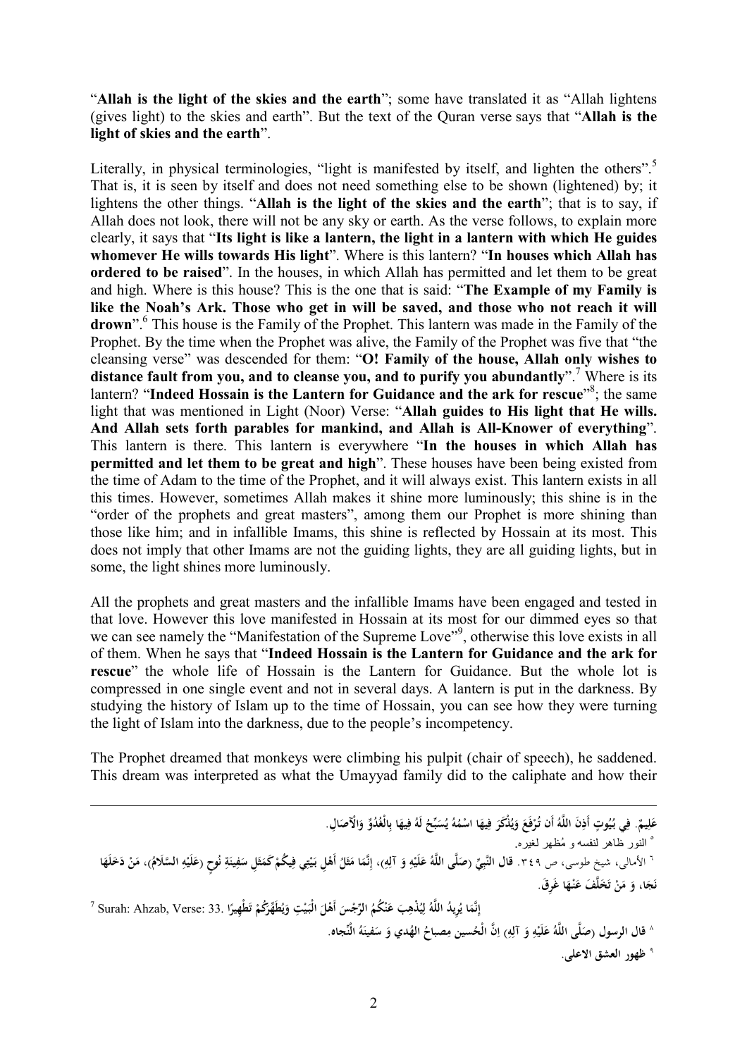"**Allah is the light of the skies and the earth**"; some have translated it as "Allah lightens (gives light) to the skies and earth". But the text of the Quran verse says that "**Allah is the light of skies and the earth**".

Literally, in physical terminologies, "light is manifested by itself, and lighten the others".[5] That is, it is seen by itself and does not need something else to be shown (lightened) by; it lightens the other things. "**Allah is the light of the skies and the earth**"; that is to say, if Allah does not look, there will not be any sky or earth. As the verse follows, to explain more clearly, it says that "**Its light is like a lantern, the light in a lantern with which He guides whomever He wills towards His light**". Where is this lantern? "**In houses which Allah has ordered to be raised**". In the houses, in which Allah has permitted and let them to be great and high. Where is this house? This is the one that is said: "**The Example of my Family is like the Noah's Ark. Those who get in will be saved, and those who not reach it will drown**".[6] This house is the Family of the Prophet. This lantern was made in the Family of the Prophet. By the time when the Prophet was alive, the Family of the Prophet was five that "the cleansing verse" was descended for them: "**O! Family of the house, Allah only wishes to distance fault from you, and to cleanse you, and to purify you abundantly**".[7] Where is its lantern? "**Indeed Hossain is the Lantern for Guidance and the ark for rescue**"[8]; the same light that was mentioned in Light (Noor) Verse: "**Allah guides to His light that He wills. And Allah sets forth parables for mankind, and Allah is All-Knower of everything**". This lantern is there. This lantern is everywhere "**In the houses in which Allah has permitted and let them to be great and high**". These houses have been being existed from the time of Adam to the time of the Prophet, and it will always exist. This lantern exists in all this times. However, sometimes Allah makes it shine more luminously; this shine is in the "order of the prophets and great masters", among them our Prophet is more shining than those like him; and in infallible Imams, this shine is reflected by Hossain at its most. This does not imply that other Imams are not the guiding lights, they are all guiding lights, but in some, the light shines more luminously.

All the prophets and great masters and the infallible Imams have been engaged and tested in that love. However this love manifested in Hossain at its most for our dimmed eyes so that we can see namely the "Manifestation of the Supreme Love"[9], otherwise this love exists in all of them. When he says that "**Indeed Hossain is the Lantern for Guidance and the ark for rescue**" the whole life of Hossain is the Lantern for Guidance. But the whole lot is compressed in one single event and not in several days. A lantern is put in the darkness. By studying the history of Islam up to the time of Hossain, you can see how they were turning the light of Islam into the darkness, due to the people's incompetency.

The Prophet dreamed that monkeys were climbing his pulpit (chair of speech), he saddened. This dream was interpreted as what the Umayyad family did to the caliphate and how their

---

**عَلِيمٌ. فِي بُيُوتٍ أَذِنَ اللَّهُ أَن تُرْفَعَ وَيُذْكَرَ فِيهَا اسْمُهُ يُسَبِّحُ لَهُ فِيهَا بِالْغُدُوِّ وَالْآصَالِ.**

[5] النور ظاهر لنفسه و مُظهر لغيره.

[6] الأمالي، شيخ طوسى، ص ٣٤٩. **قال النَّبِيِّ (صَلَّى اللَّهُ عَلَيْهِ وَ آلِهِ)، إِنَّمَا مَثَلُ أَهْلِ بَيْتِي فِيكُمْ كَمَثَلِ سَفِينَةِ نُوحٍ (عَلَيْهِ السَّلَامُ)، مَنْ دَخَلَهَا نَجَا، وَ مَنْ تَخَلَّفَ عَنْهَا غَرِقَ.**

[7] Surah: Ahzab, Verse: 33. **إِنَّمَا يُرِيدُ اللَّهُ لِيُذْهِبَ عَنكُمُ الرِّجْسَ أَهْلَ الْبَيْتِ وَيُطَهِّرَكُمْ تَطْهِيرًا**

[8] **قال الرسول (صَلَّى اللَّهُ عَلَيْهِ وَ آلِهِ) اِنَّ الْحُسين مِصباحُ الهُدي وَ سَفينَةُ النَّجاه.**

[9] **ظهور العشق الاعلى.**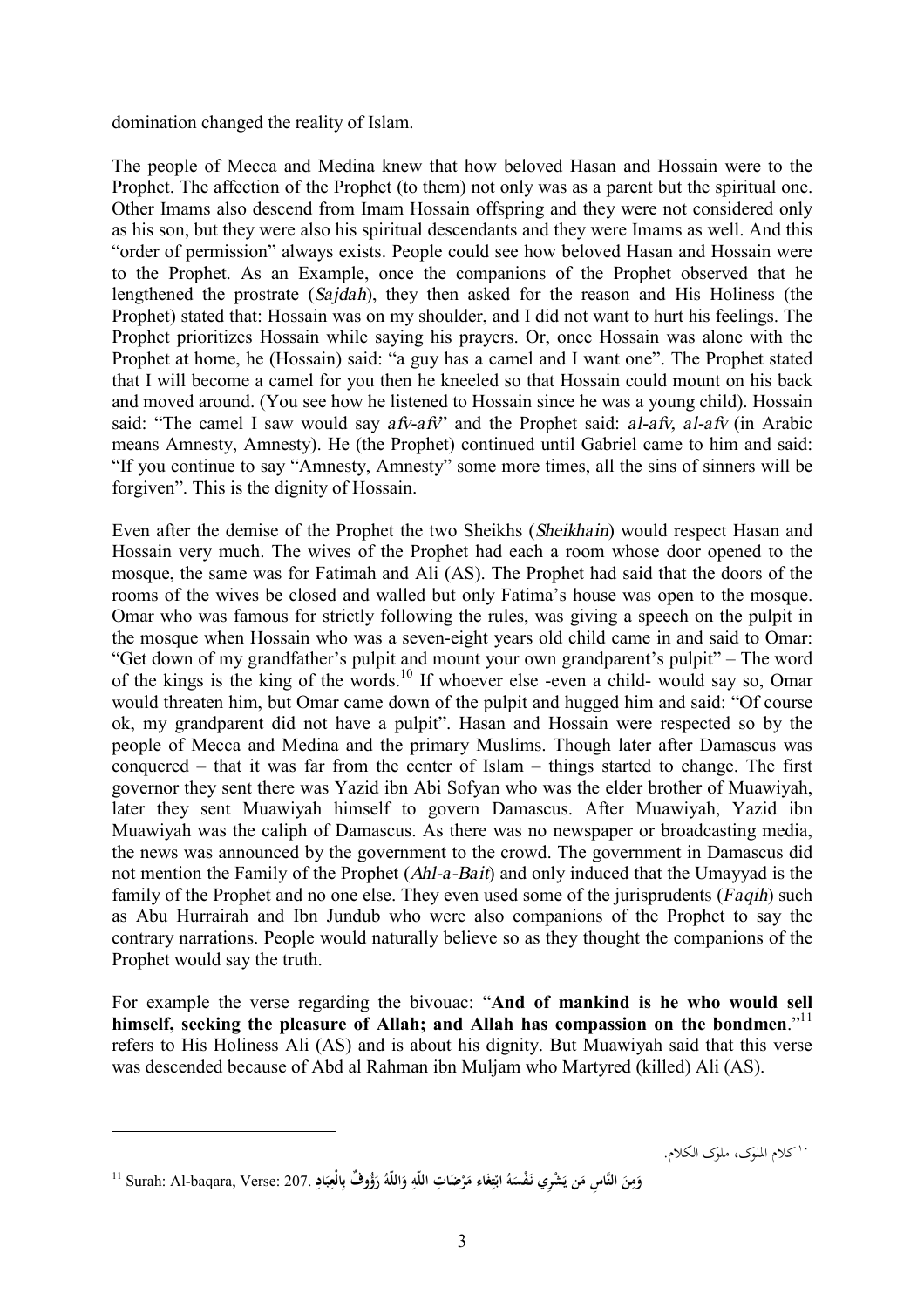domination changed the reality of Islam.

The people of Mecca and Medina knew that how beloved Hasan and Hossain were to the Prophet. The affection of the Prophet (to them) not only was as a parent but the spiritual one. Other Imams also descend from Imam Hossain offspring and they were not considered only as his son, but they were also his spiritual descendants and they were Imams as well. And this "order of permission" always exists. People could see how beloved Hasan and Hossain were to the Prophet. As an Example, once the companions of the Prophet observed that he lengthened the prostrate (*Sajdah*), they then asked for the reason and His Holiness (the Prophet) stated that: Hossain was on my shoulder, and I did not want to hurt his feelings. The Prophet prioritizes Hossain while saying his prayers. Or, once Hossain was alone with the Prophet at home, he (Hossain) said: "a guy has a camel and I want one". The Prophet stated that I will become a camel for you then he kneeled so that Hossain could mount on his back and moved around. (You see how he listened to Hossain since he was a young child). Hossain said: "The camel I saw would say *afv-afv*" and the Prophet said: *al-afv, al-afv* (in Arabic means Amnesty, Amnesty). He (the Prophet) continued until Gabriel came to him and said: "If you continue to say "Amnesty, Amnesty" some more times, all the sins of sinners will be forgiven". This is the dignity of Hossain.

Even after the demise of the Prophet the two Sheikhs (*Sheikhain*) would respect Hasan and Hossain very much. The wives of the Prophet had each a room whose door opened to the mosque, the same was for Fatimah and Ali (AS). The Prophet had said that the doors of the rooms of the wives be closed and walled but only Fatima's house was open to the mosque. Omar who was famous for strictly following the rules, was giving a speech on the pulpit in the mosque when Hossain who was a seven-eight years old child came in and said to Omar: "Get down of my grandfather's pulpit and mount your own grandparent's pulpit" – The word of the kings is the king of the words.[10] If whoever else -even a child- would say so, Omar would threaten him, but Omar came down of the pulpit and hugged him and said: "Of course ok, my grandparent did not have a pulpit". Hasan and Hossain were respected so by the people of Mecca and Medina and the primary Muslims. Though later after Damascus was conquered – that it was far from the center of Islam – things started to change. The first governor they sent there was Yazid ibn Abi Sofyan who was the elder brother of Muawiyah, later they sent Muawiyah himself to govern Damascus. After Muawiyah, Yazid ibn Muawiyah was the caliph of Damascus. As there was no newspaper or broadcasting media, the news was announced by the government to the crowd. The government in Damascus did not mention the Family of the Prophet (*Ahl-a-Bait*) and only induced that the Umayyad is the family of the Prophet and no one else. They even used some of the jurisprudents (*Faqih*) such as Abu Hurrairah and Ibn Jundub who were also companions of the Prophet to say the contrary narrations. People would naturally believe so as they thought the companions of the Prophet would say the truth.

For example the verse regarding the bivouac: "**And of mankind is he who would sell himself, seeking the pleasure of Allah; and Allah has compassion on the bondmen**."[11] refers to His Holiness Ali (AS) and is about his dignity. But Muawiyah said that this verse was descended because of Abd al Rahman ibn Muljam who Martyred (killed) Ali (AS).

---

[10] كلام الملوك، ملوك الكلام.

[11] Surah: Al-baqara, Verse: 207. وَمِنَ النَّاسِ مَن يَشْرِي نَفْسَهُ ابْتِغَاء مَرْضَاتِ اللّهِ وَاللّهُ رَؤُوفٌ بِالْعِبَادِ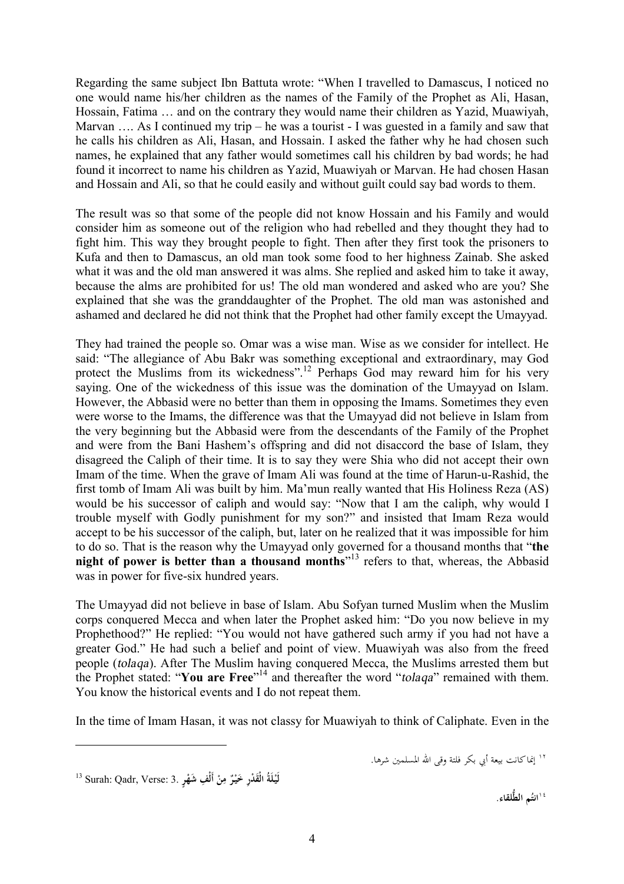Regarding the same subject Ibn Battuta wrote: "When I travelled to Damascus, I noticed no one would name his/her children as the names of the Family of the Prophet as Ali, Hasan, Hossain, Fatima … and on the contrary they would name their children as Yazid, Muawiyah, Marvan …. As I continued my trip – he was a tourist - I was guested in a family and saw that he calls his children as Ali, Hasan, and Hossain. I asked the father why he had chosen such names, he explained that any father would sometimes call his children by bad words; he had found it incorrect to name his children as Yazid, Muawiyah or Marvan. He had chosen Hasan and Hossain and Ali, so that he could easily and without guilt could say bad words to them.

The result was so that some of the people did not know Hossain and his Family and would consider him as someone out of the religion who had rebelled and they thought they had to fight him. This way they brought people to fight. Then after they first took the prisoners to Kufa and then to Damascus, an old man took some food to her highness Zainab. She asked what it was and the old man answered it was alms. She replied and asked him to take it away, because the alms are prohibited for us! The old man wondered and asked who are you? She explained that she was the granddaughter of the Prophet. The old man was astonished and ashamed and declared he did not think that the Prophet had other family except the Umayyad.

They had trained the people so. Omar was a wise man. Wise as we consider for intellect. He said: "The allegiance of Abu Bakr was something exceptional and extraordinary, may God protect the Muslims from its wickedness".[12] Perhaps God may reward him for his very saying. One of the wickedness of this issue was the domination of the Umayyad on Islam. However, the Abbasid were no better than them in opposing the Imams. Sometimes they even were worse to the Imams, the difference was that the Umayyad did not believe in Islam from the very beginning but the Abbasid were from the descendants of the Family of the Prophet and were from the Bani Hashem's offspring and did not disaccord the base of Islam, they disagreed the Caliph of their time. It is to say they were Shia who did not accept their own Imam of the time. When the grave of Imam Ali was found at the time of Harun-u-Rashid, the first tomb of Imam Ali was built by him. Ma'mun really wanted that His Holiness Reza (AS) would be his successor of caliph and would say: "Now that I am the caliph, why would I trouble myself with Godly punishment for my son?" and insisted that Imam Reza would accept to be his successor of the caliph, but, later on he realized that it was impossible for him to do so. That is the reason why the Umayyad only governed for a thousand months that "**the night of power is better than a thousand months**"[13] refers to that, whereas, the Abbasid was in power for five-six hundred years.

The Umayyad did not believe in base of Islam. Abu Sofyan turned Muslim when the Muslim corps conquered Mecca and when later the Prophet asked him: "Do you now believe in my Prophethood?" He replied: "You would not have gathered such army if you had not have a greater God." He had such a belief and point of view. Muawiyah was also from the freed people (*tolaqa*). After The Muslim having conquered Mecca, the Muslims arrested them but the Prophet stated: "**You are Free**"[14] and thereafter the word "*tolaqa*" remained with them. You know the historical events and I do not repeat them.

In the time of Imam Hasan, it was not classy for Muawiyah to think of Caliphate. Even in the

---

[12] إنما كانت بيعة أبي بكر فلتة وقى الله المسلمين شرها.

[13] Surah: Qadr, Verse: 3. **لَيْلَةُ الْقَدْرِ خَيْرٌ مِنْ أَلْفِ شَهْرٍ**

[14] **انتم الطُّلقاء.**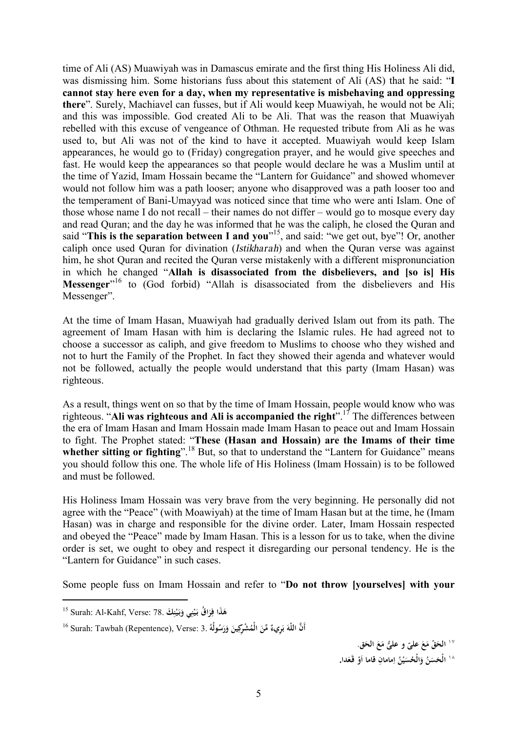time of Ali (AS) Muawiyah was in Damascus emirate and the first thing His Holiness Ali did, was dismissing him. Some historians fuss about this statement of Ali (AS) that he said: "**I cannot stay here even for a day, when my representative is misbehaving and oppressing there**". Surely, Machiavel can fusses, but if Ali would keep Muawiyah, he would not be Ali; and this was impossible. God created Ali to be Ali. That was the reason that Muawiyah rebelled with this excuse of vengeance of Othman. He requested tribute from Ali as he was used to, but Ali was not of the kind to have it accepted. Muawiyah would keep Islam appearances, he would go to (Friday) congregation prayer, and he would give speeches and fast. He would keep the appearances so that people would declare he was a Muslim until at the time of Yazid, Imam Hossain became the "Lantern for Guidance" and showed whomever would not follow him was a path looser; anyone who disapproved was a path looser too and the temperament of Bani-Umayyad was noticed since that time who were anti Islam. One of those whose name I do not recall – their names do not differ – would go to mosque every day and read Quran; and the day he was informed that he was the caliph, he closed the Quran and said "**This is the separation between I and you**"[15], and said: "we get out, bye"! Or, another caliph once used Quran for divination (*Istikharah*) and when the Quran verse was against him, he shot Quran and recited the Quran verse mistakenly with a different mispronunciation in which he changed "**Allah is disassociated from the disbelievers, and [so is] His Messenger**"[16] to (God forbid) "Allah is disassociated from the disbelievers and His Messenger".

At the time of Imam Hasan, Muawiyah had gradually derived Islam out from its path. The agreement of Imam Hasan with him is declaring the Islamic rules. He had agreed not to choose a successor as caliph, and give freedom to Muslims to choose who they wished and not to hurt the Family of the Prophet. In fact they showed their agenda and whatever would not be followed, actually the people would understand that this party (Imam Hasan) was righteous.

As a result, things went on so that by the time of Imam Hossain, people would know who was righteous. "**Ali was righteous and Ali is accompanied the right**".[17] The differences between the era of Imam Hasan and Imam Hossain made Imam Hasan to peace out and Imam Hossain to fight. The Prophet stated: "**These (Hasan and Hossain) are the Imams of their time whether sitting or fighting**".[18] But, so that to understand the "Lantern for Guidance" means you should follow this one. The whole life of His Holiness (Imam Hossain) is to be followed and must be followed.

His Holiness Imam Hossain was very brave from the very beginning. He personally did not agree with the "Peace" (with Moawiyah) at the time of Imam Hasan but at the time, he (Imam Hasan) was in charge and responsible for the divine order. Later, Imam Hossain respected and obeyed the "Peace" made by Imam Hasan. This is a lesson for us to take, when the divine order is set, we ought to obey and respect it disregarding our personal tendency. He is the "Lantern for Guidance" in such cases.

Some people fuss on Imam Hossain and refer to "**Do not throw [yourselves] with your**

---

[15] Surah: Al-Kahf, Verse: 78. **هَذَا فِرَاقُ بَيْنِي وَبَيْنِكَ**

[16] Surah: Tawbah (Repentence), Verse: 3. **أَنَّ اللَّهَ بَرِيءٌ مِّنَ الْمُشْرِكِينَ وَرَسُولُهُ**

[17] **الحقّ مَعَ عليّ و عليٌّ مَعَ الحق.**

[18] **الْحَسَنُ وَالْحُسَيْنُ اِمامانِ قاما اَوْ قَعَدا.**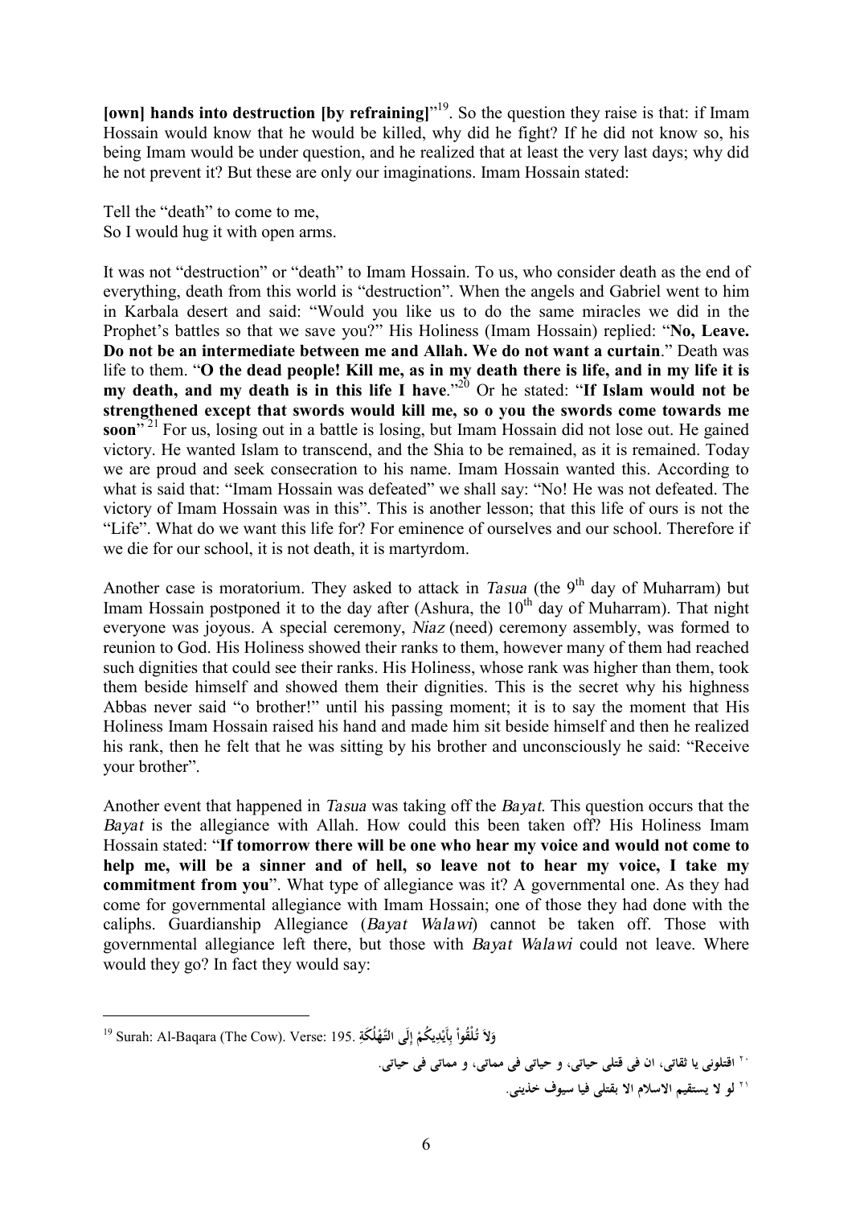**[own] hands into destruction [by refraining]**"[19]. So the question they raise is that: if Imam Hossain would know that he would be killed, why did he fight? If he did not know so, his being Imam would be under question, and he realized that at least the very last days; why did he not prevent it? But these are only our imaginations. Imam Hossain stated:

Tell the "death" to come to me,
So I would hug it with open arms.

It was not "destruction" or "death" to Imam Hossain. To us, who consider death as the end of everything, death from this world is "destruction". When the angels and Gabriel went to him in Karbala desert and said: "Would you like us to do the same miracles we did in the Prophet's battles so that we save you?" His Holiness (Imam Hossain) replied: "**No, Leave. Do not be an intermediate between me and Allah. We do not want a curtain**." Death was life to them. "**O the dead people! Kill me, as in my death there is life, and in my life it is my death, and my death is in this life I have**."[20] Or he stated: "**If Islam would not be strengthened except that swords would kill me, so o you the swords come towards me soon**"[21] For us, losing out in a battle is losing, but Imam Hossain did not lose out. He gained victory. He wanted Islam to transcend, and the Shia to be remained, as it is remained. Today we are proud and seek consecration to his name. Imam Hossain wanted this. According to what is said that: "Imam Hossain was defeated" we shall say: "No! He was not defeated. The victory of Imam Hossain was in this". This is another lesson; that this life of ours is not the "Life". What do we want this life for? For eminence of ourselves and our school. Therefore if we die for our school, it is not death, it is martyrdom.

Another case is moratorium. They asked to attack in *Tasua* (the 9th day of Muharram) but Imam Hossain postponed it to the day after (Ashura, the 10th day of Muharram). That night everyone was joyous. A special ceremony, *Niaz* (need) ceremony assembly, was formed to reunion to God. His Holiness showed their ranks to them, however many of them had reached such dignities that could see their ranks. His Holiness, whose rank was higher than them, took them beside himself and showed them their dignities. This is the secret why his highness Abbas never said "o brother!" until his passing moment; it is to say the moment that His Holiness Imam Hossain raised his hand and made him sit beside himself and then he realized his rank, then he felt that he was sitting by his brother and unconsciously he said: "Receive your brother".

Another event that happened in *Tasua* was taking off the *Bayat*. This question occurs that the *Bayat* is the allegiance with Allah. How could this been taken off? His Holiness Imam Hossain stated: "**If tomorrow there will be one who hear my voice and would not come to help me, will be a sinner and of hell, so leave not to hear my voice, I take my commitment from you**". What type of allegiance was it? A governmental one. As they had come for governmental allegiance with Imam Hossain; one of those they had done with the caliphs. Guardianship Allegiance (*Bayat Walawi*) cannot be taken off. Those with governmental allegiance left there, but those with *Bayat Walawi* could not leave. Where would they go? In fact they would say:

---

[19] Surah: Al-Baqara (The Cow). Verse: 195. وَلاَ تُلْقُواْ بِأَيْدِيكُمْ إِلَى التَّهْلُكَةِ

[20] اقتلونی یا ثقاتی، ان فی قتلی حیاتی، و حیاتی فی مماتی، و مماتی فی حیاتی.

[21] لو لا یستقیم الاسلام الا بقتلی فیا سیوف خذینی.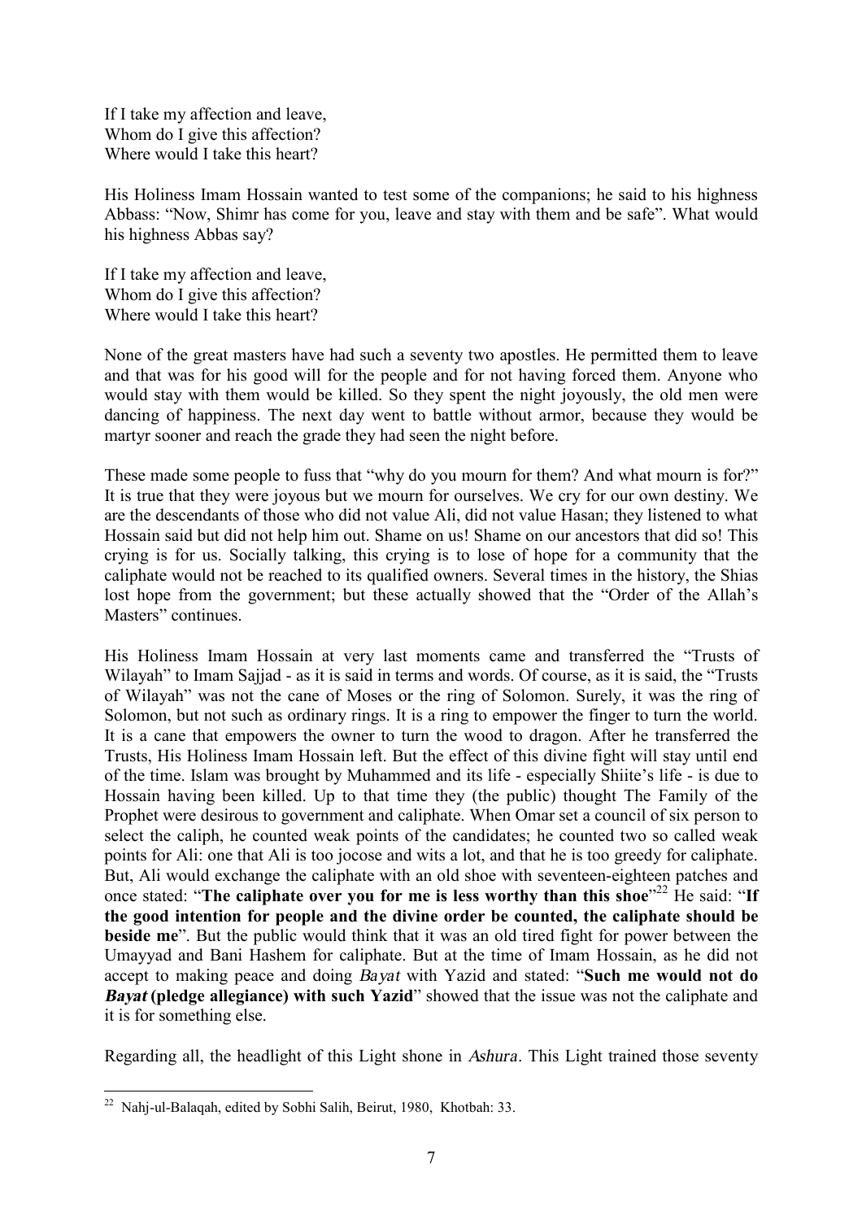If I take my affection and leave,
Whom do I give this affection?
Where would I take this heart?

His Holiness Imam Hossain wanted to test some of the companions; he said to his highness Abbass: "Now, Shimr has come for you, leave and stay with them and be safe". What would his highness Abbas say?

If I take my affection and leave,
Whom do I give this affection?
Where would I take this heart?

None of the great masters have had such a seventy two apostles. He permitted them to leave and that was for his good will for the people and for not having forced them. Anyone who would stay with them would be killed. So they spent the night joyously, the old men were dancing of happiness. The next day went to battle without armor, because they would be martyr sooner and reach the grade they had seen the night before.

These made some people to fuss that "why do you mourn for them? And what mourn is for?" It is true that they were joyous but we mourn for ourselves. We cry for our own destiny. We are the descendants of those who did not value Ali, did not value Hasan; they listened to what Hossain said but did not help him out. Shame on us! Shame on our ancestors that did so! This crying is for us. Socially talking, this crying is to lose of hope for a community that the caliphate would not be reached to its qualified owners. Several times in the history, the Shias lost hope from the government; but these actually showed that the "Order of the Allah's Masters" continues.

His Holiness Imam Hossain at very last moments came and transferred the "Trusts of Wilayah" to Imam Sajjad - as it is said in terms and words. Of course, as it is said, the "Trusts of Wilayah" was not the cane of Moses or the ring of Solomon. Surely, it was the ring of Solomon, but not such as ordinary rings. It is a ring to empower the finger to turn the world. It is a cane that empowers the owner to turn the wood to dragon. After he transferred the Trusts, His Holiness Imam Hossain left. But the effect of this divine fight will stay until end of the time. Islam was brought by Muhammed and its life - especially Shiite's life - is due to Hossain having been killed. Up to that time they (the public) thought The Family of the Prophet were desirous to government and caliphate. When Omar set a council of six person to select the caliph, he counted weak points of the candidates; he counted two so called weak points for Ali: one that Ali is too jocose and wits a lot, and that he is too greedy for caliphate. But, Ali would exchange the caliphate with an old shoe with seventeen-eighteen patches and once stated: "**The caliphate over you for me is less worthy than this shoe**"[22] He said: "**If the good intention for people and the divine order be counted, the caliphate should be beside me**". But the public would think that it was an old tired fight for power between the Umayyad and Bani Hashem for caliphate. But at the time of Imam Hossain, as he did not accept to making peace and doing *Bayat* with Yazid and stated: "**Such me would not do *Bayat* (pledge allegiance) with such Yazid**" showed that the issue was not the caliphate and it is for something else.

Regarding all, the headlight of this Light shone in *Ashura*. This Light trained those seventy

---

[22] Nahj-ul-Balaqah, edited by Sobhi Salih, Beirut, 1980, Khotbah: 33.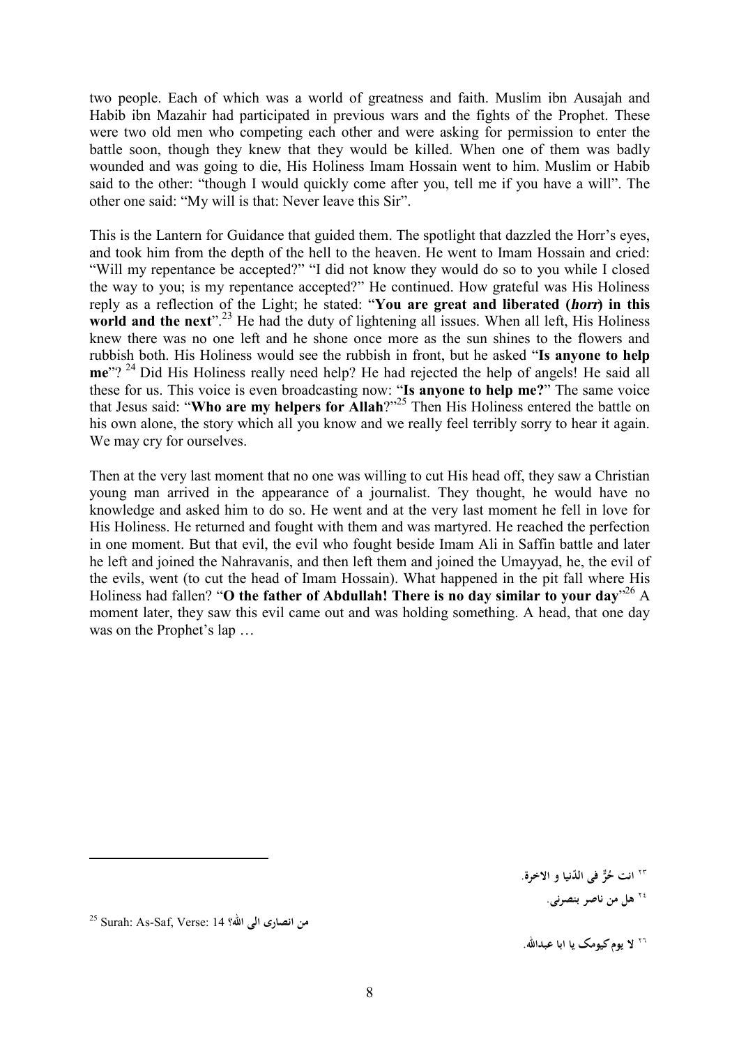two people. Each of which was a world of greatness and faith. Muslim ibn Ausajah and Habib ibn Mazahir had participated in previous wars and the fights of the Prophet. These were two old men who competing each other and were asking for permission to enter the battle soon, though they knew that they would be killed. When one of them was badly wounded and was going to die, His Holiness Imam Hossain went to him. Muslim or Habib said to the other: "though I would quickly come after you, tell me if you have a will". The other one said: "My will is that: Never leave this Sir".

This is the Lantern for Guidance that guided them. The spotlight that dazzled the Horr's eyes, and took him from the depth of the hell to the heaven. He went to Imam Hossain and cried: "Will my repentance be accepted?" "I did not know they would do so to you while I closed the way to you; is my repentance accepted?" He continued. How grateful was His Holiness reply as a reflection of the Light; he stated: "**You are great and liberated (*horr*) in this world and the next**".[23] He had the duty of lightening all issues. When all left, His Holiness knew there was no one left and he shone once more as the sun shines to the flowers and rubbish both. His Holiness would see the rubbish in front, but he asked "**Is anyone to help me**"? [24] Did His Holiness really need help? He had rejected the help of angels! He said all these for us. This voice is even broadcasting now: "**Is anyone to help me?**" The same voice that Jesus said: "**Who are my helpers for Allah**?"[25] Then His Holiness entered the battle on his own alone, the story which all you know and we really feel terribly sorry to hear it again. We may cry for ourselves.

Then at the very last moment that no one was willing to cut His head off, they saw a Christian young man arrived in the appearance of a journalist. They thought, he would have no knowledge and asked him to do so. He went and at the very last moment he fell in love for His Holiness. He returned and fought with them and was martyred. He reached the perfection in one moment. But that evil, the evil who fought beside Imam Ali in Saffin battle and later he left and joined the Nahravanis, and then left them and joined the Umayyad, he, the evil of the evils, went (to cut the head of Imam Hossain). What happened in the pit fall where His Holiness had fallen? "**O the father of Abdullah! There is no day similar to your day**"[26] A moment later, they saw this evil came out and was holding something. A head, that one day was on the Prophet's lap …

---

[23] انت حُرٌّ فی الدّنیا و الاخرة.

[24] هل من ناصر ینصرنی.

[25] Surah: As-Saf, Verse: 14 من انصاری الی الله؟

[26] لا یوم کیومک یا ابا عبدالله.